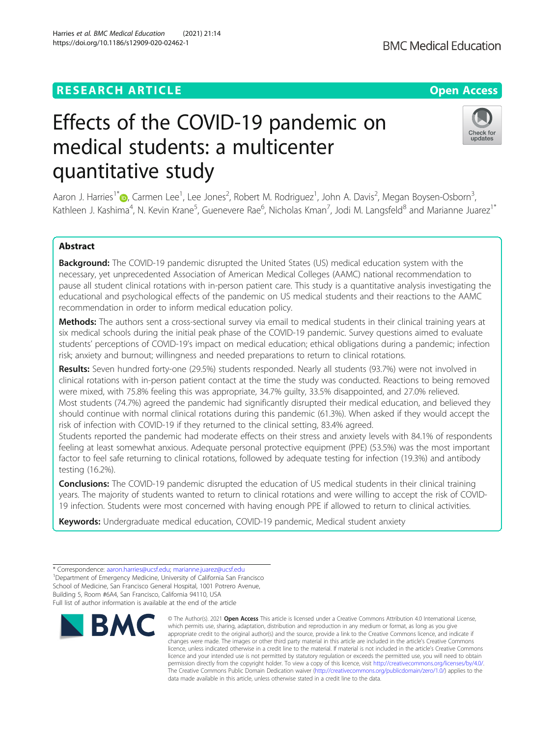RESEARCH ARTICLE

Open Access

# Effects of the COVID-19 pandemic on medical students: a multicenter quantitative study

Aaron J. Harries[1*], Carmen Lee[1], Lee Jones[2], Robert M. Rodriguez[1], John A. Davis[2], Megan Boysen-Osborn[3], Kathleen J. Kashima[4], N. Kevin Krane[5], Guenevere Rae[6], Nicholas Kman[7], Jodi M. Langsfeld[8] and Marianne Juarez[1*]

## Abstract

**Background:** The COVID-19 pandemic disrupted the United States (US) medical education system with the necessary, yet unprecedented Association of American Medical Colleges (AAMC) national recommendation to pause all student clinical rotations with in-person patient care. This study is a quantitative analysis investigating the educational and psychological effects of the pandemic on US medical students and their reactions to the AAMC recommendation in order to inform medical education policy.

**Methods:** The authors sent a cross-sectional survey via email to medical students in their clinical training years at six medical schools during the initial peak phase of the COVID-19 pandemic. Survey questions aimed to evaluate students' perceptions of COVID-19's impact on medical education; ethical obligations during a pandemic; infection risk; anxiety and burnout; willingness and needed preparations to return to clinical rotations.

**Results:** Seven hundred forty-one (29.5%) students responded. Nearly all students (93.7%) were not involved in clinical rotations with in-person patient contact at the time the study was conducted. Reactions to being removed were mixed, with 75.8% feeling this was appropriate, 34.7% guilty, 33.5% disappointed, and 27.0% relieved.

Most students (74.7%) agreed the pandemic had significantly disrupted their medical education, and believed they should continue with normal clinical rotations during this pandemic (61.3%). When asked if they would accept the risk of infection with COVID-19 if they returned to the clinical setting, 83.4% agreed.

Students reported the pandemic had moderate effects on their stress and anxiety levels with 84.1% of respondents feeling at least somewhat anxious. Adequate personal protective equipment (PPE) (53.5%) was the most important factor to feel safe returning to clinical rotations, followed by adequate testing for infection (19.3%) and antibody testing (16.2%).

**Conclusions:** The COVID-19 pandemic disrupted the education of US medical students in their clinical training years. The majority of students wanted to return to clinical rotations and were willing to accept the risk of COVID-19 infection. Students were most concerned with having enough PPE if allowed to return to clinical activities.

**Keywords:** Undergraduate medical education, COVID-19 pandemic, Medical student anxiety

\* Correspondence: aaron.harries@ucsf.edu; marianne.juarez@ucsf.edu
[1]Department of Emergency Medicine, University of California San Francisco School of Medicine, San Francisco General Hospital, 1001 Potrero Avenue, Building 5, Room #6A4, San Francisco, California 94110, USA
Full list of author information is available at the end of the article

© The Author(s). 2021 **Open Access** This article is licensed under a Creative Commons Attribution 4.0 International License, which permits use, sharing, adaptation, distribution and reproduction in any medium or format, as long as you give appropriate credit to the original author(s) and the source, provide a link to the Creative Commons licence, and indicate if changes were made. The images or other third party material in this article are included in the article's Creative Commons licence, unless indicated otherwise in a credit line to the material. If material is not included in the article's Creative Commons licence and your intended use is not permitted by statutory regulation or exceeds the permitted use, you will need to obtain permission directly from the copyright holder. To view a copy of this licence, visit http://creativecommons.org/licenses/by/4.0/. The Creative Commons Public Domain Dedication waiver (http://creativecommons.org/publicdomain/zero/1.0/) applies to the data made available in this article, unless otherwise stated in a credit line to the data.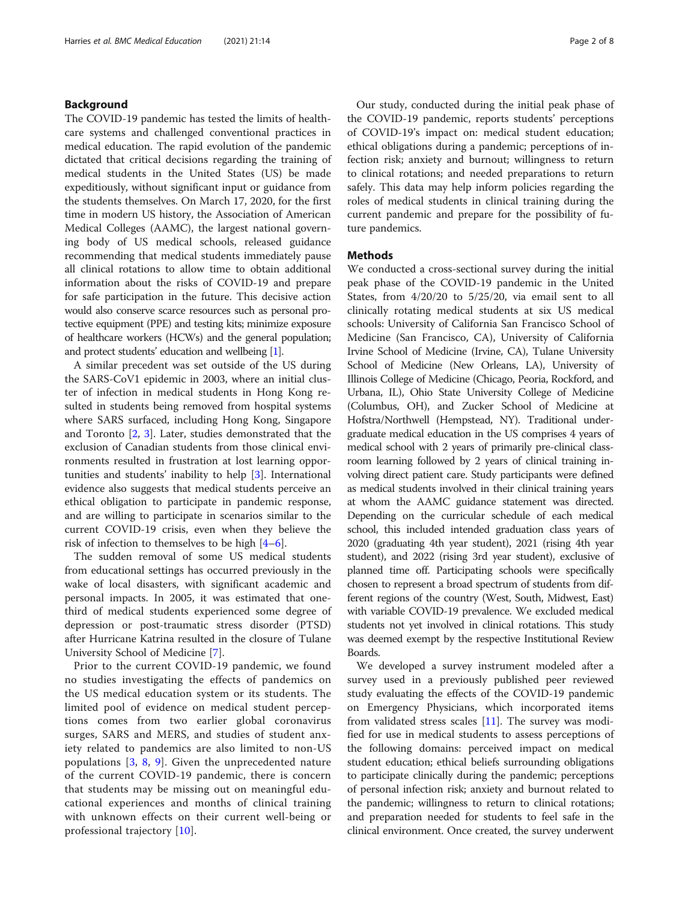## Background

The COVID-19 pandemic has tested the limits of healthcare systems and challenged conventional practices in medical education. The rapid evolution of the pandemic dictated that critical decisions regarding the training of medical students in the United States (US) be made expeditiously, without significant input or guidance from the students themselves. On March 17, 2020, for the first time in modern US history, the Association of American Medical Colleges (AAMC), the largest national governing body of US medical schools, released guidance recommending that medical students immediately pause all clinical rotations to allow time to obtain additional information about the risks of COVID-19 and prepare for safe participation in the future. This decisive action would also conserve scarce resources such as personal protective equipment (PPE) and testing kits; minimize exposure of healthcare workers (HCWs) and the general population; and protect students' education and wellbeing [1].

A similar precedent was set outside of the US during the SARS-CoV1 epidemic in 2003, where an initial cluster of infection in medical students in Hong Kong resulted in students being removed from hospital systems where SARS surfaced, including Hong Kong, Singapore and Toronto [2, 3]. Later, studies demonstrated that the exclusion of Canadian students from those clinical environments resulted in frustration at lost learning opportunities and students' inability to help [3]. International evidence also suggests that medical students perceive an ethical obligation to participate in pandemic response, and are willing to participate in scenarios similar to the current COVID-19 crisis, even when they believe the risk of infection to themselves to be high [4–6].

The sudden removal of some US medical students from educational settings has occurred previously in the wake of local disasters, with significant academic and personal impacts. In 2005, it was estimated that one-third of medical students experienced some degree of depression or post-traumatic stress disorder (PTSD) after Hurricane Katrina resulted in the closure of Tulane University School of Medicine [7].

Prior to the current COVID-19 pandemic, we found no studies investigating the effects of pandemics on the US medical education system or its students. The limited pool of evidence on medical student perceptions comes from two earlier global coronavirus surges, SARS and MERS, and studies of student anxiety related to pandemics are also limited to non-US populations [3, 8, 9]. Given the unprecedented nature of the current COVID-19 pandemic, there is concern that students may be missing out on meaningful educational experiences and months of clinical training with unknown effects on their current well-being or professional trajectory [10].

Our study, conducted during the initial peak phase of the COVID-19 pandemic, reports students' perceptions of COVID-19's impact on: medical student education; ethical obligations during a pandemic; perceptions of infection risk; anxiety and burnout; willingness to return to clinical rotations; and needed preparations to return safely. This data may help inform policies regarding the roles of medical students in clinical training during the current pandemic and prepare for the possibility of future pandemics.

## Methods

We conducted a cross-sectional survey during the initial peak phase of the COVID-19 pandemic in the United States, from 4/20/20 to 5/25/20, via email sent to all clinically rotating medical students at six US medical schools: University of California San Francisco School of Medicine (San Francisco, CA), University of California Irvine School of Medicine (Irvine, CA), Tulane University School of Medicine (New Orleans, LA), University of Illinois College of Medicine (Chicago, Peoria, Rockford, and Urbana, IL), Ohio State University College of Medicine (Columbus, OH), and Zucker School of Medicine at Hofstra/Northwell (Hempstead, NY). Traditional undergraduate medical education in the US comprises 4 years of medical school with 2 years of primarily pre-clinical classroom learning followed by 2 years of clinical training involving direct patient care. Study participants were defined as medical students involved in their clinical training years at whom the AAMC guidance statement was directed. Depending on the curricular schedule of each medical school, this included intended graduation class years of 2020 (graduating 4th year student), 2021 (rising 4th year student), and 2022 (rising 3rd year student), exclusive of planned time off. Participating schools were specifically chosen to represent a broad spectrum of students from different regions of the country (West, South, Midwest, East) with variable COVID-19 prevalence. We excluded medical students not yet involved in clinical rotations. This study was deemed exempt by the respective Institutional Review Boards.

We developed a survey instrument modeled after a survey used in a previously published peer reviewed study evaluating the effects of the COVID-19 pandemic on Emergency Physicians, which incorporated items from validated stress scales [11]. The survey was modified for use in medical students to assess perceptions of the following domains: perceived impact on medical student education; ethical beliefs surrounding obligations to participate clinically during the pandemic; perceptions of personal infection risk; anxiety and burnout related to the pandemic; willingness to return to clinical rotations; and preparation needed for students to feel safe in the clinical environment. Once created, the survey underwent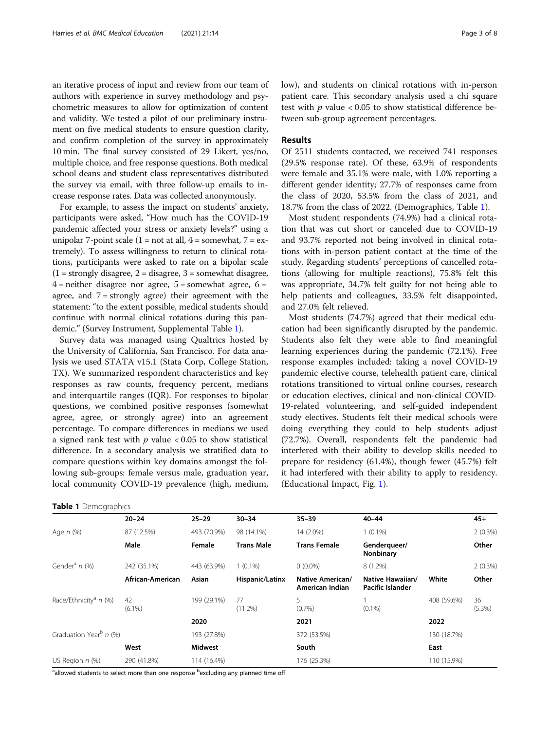an iterative process of input and review from our team of authors with experience in survey methodology and psychometric measures to allow for optimization of content and validity. We tested a pilot of our preliminary instrument on five medical students to ensure question clarity, and confirm completion of the survey in approximately 10 min. The final survey consisted of 29 Likert, yes/no, multiple choice, and free response questions. Both medical school deans and student class representatives distributed the survey via email, with three follow-up emails to increase response rates. Data was collected anonymously.

For example, to assess the impact on students' anxiety, participants were asked, "How much has the COVID-19 pandemic affected your stress or anxiety levels?" using a unipolar 7-point scale (1 = not at all, 4 = somewhat, 7 = extremely). To assess willingness to return to clinical rotations, participants were asked to rate on a bipolar scale (1 = strongly disagree, 2 = disagree, 3 = somewhat disagree, 4 = neither disagree nor agree, 5 = somewhat agree, 6 = agree, and 7 = strongly agree) their agreement with the statement: "to the extent possible, medical students should continue with normal clinical rotations during this pandemic." (Survey Instrument, Supplemental Table 1).

Survey data was managed using Qualtrics hosted by the University of California, San Francisco. For data analysis we used STATA v15.1 (Stata Corp, College Station, TX). We summarized respondent characteristics and key responses as raw counts, frequency percent, medians and interquartile ranges (IQR). For responses to bipolar questions, we combined positive responses (somewhat agree, agree, or strongly agree) into an agreement percentage. To compare differences in medians we used a signed rank test with $p$ value $< 0.05$ to show statistical difference. In a secondary analysis we stratified data to compare questions within key domains amongst the following sub-groups: female versus male, graduation year, local community COVID-19 prevalence (high, medium, low), and students on clinical rotations with in-person patient care. This secondary analysis used a chi square test with $p$ value $< 0.05$ to show statistical difference between sub-group agreement percentages.

## Results

Of 2511 students contacted, we received 741 responses (29.5% response rate). Of these, 63.9% of respondents were female and 35.1% were male, with 1.0% reporting a different gender identity; 27.7% of responses came from the class of 2020, 53.5% from the class of 2021, and 18.7% from the class of 2022. (Demographics, Table 1).

Most student respondents (74.9%) had a clinical rotation that was cut short or canceled due to COVID-19 and 93.7% reported not being involved in clinical rotations with in-person patient contact at the time of the study. Regarding students' perceptions of cancelled rotations (allowing for multiple reactions), 75.8% felt this was appropriate, 34.7% felt guilty for not being able to help patients and colleagues, 33.5% felt disappointed, and 27.0% felt relieved.

Most students (74.7%) agreed that their medical education had been significantly disrupted by the pandemic. Students also felt they were able to find meaningful learning experiences during the pandemic (72.1%). Free response examples included: taking a novel COVID-19 pandemic elective course, telehealth patient care, clinical rotations transitioned to virtual online courses, research or education electives, clinical and non-clinical COVID-19-related volunteering, and self-guided independent study electives. Students felt their medical schools were doing everything they could to help students adjust (72.7%). Overall, respondents felt the pandemic had interfered with their ability to develop skills needed to prepare for residency (61.4%), though fewer (45.7%) felt it had interfered with their ability to apply to residency. (Educational Impact, Fig. 1).

**Table 1** Demographics

| | **20–24** | **25–29** | **30–34** | **35–39** | **40–44** | | **45+** |
|---|---|---|---|---|---|---|---|
| Age *n* (%) | 87 (12.5%) | 493 (70.9%) | 98 (14.1%) | 14 (2.0%) | 1 (0.1%) | | 2 (0.3%) |
| | **Male** | **Female** | **Trans Male** | **Trans Female** | **Genderqueer/ Nonbinary** | | **Other** |
| Gender[a] *n* (%) | 242 (35.1%) | 443 (63.9%) | 1 (0.1%) | 0 (0.0%) | 8 (1.2%) | | 2 (0.3%) |
| | **African-American** | **Asian** | **Hispanic/Latinx** | **Native American/ American Indian** | **Native Hawaiian/ Pacific Islander** | **White** | **Other** |
| Race/Ethnicity[a] *n* (%) | 42 (6.1%) | 199 (29.1%) | 77 (11.2%) | 5 (0.7%) | 1 (0.1%) | 408 (59.6%) | 36 (5.3%) |
| | | **2020** | | **2021** | | **2022** | |
| Graduation Year[b] *n* (%) | | 193 (27.8%) | | 372 (53.5%) | | 130 (18.7%) | |
| | **West** | **Midwest** | | **South** | | **East** | |
| US Region *n* (%) | 290 (41.8%) | 114 (16.4%) | | 176 (25.3%) | | 110 (15.9%) | |

[a]allowed students to select more than one response [b]excluding any planned time off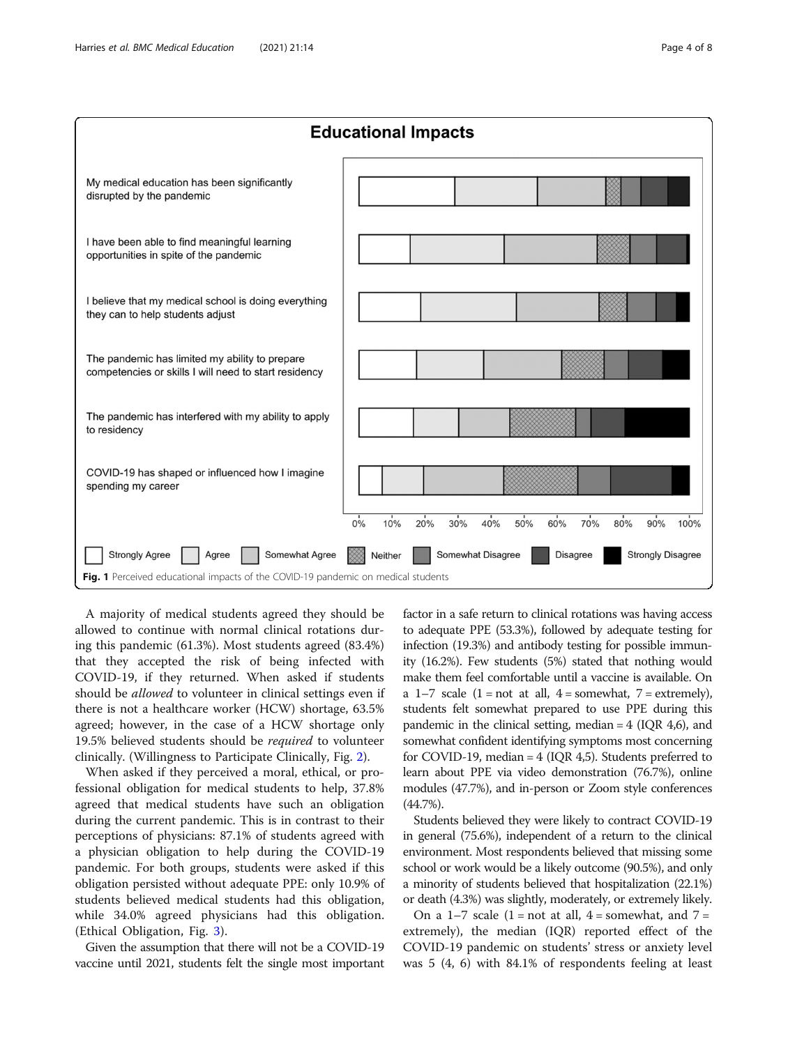## Educational Impacts

| Statement |
|---|
| My medical education has been significantly disrupted by the pandemic |
| I have been able to find meaningful learning opportunities in spite of the pandemic |
| I believe that my medical school is doing everything they can to help students adjust |
| The pandemic has limited my ability to prepare competencies or skills I will need to start residency |
| The pandemic has interfered with my ability to apply to residency |
| COVID-19 has shaped or influenced how I imagine spending my career |

0% 10% 20% 30% 40% 50% 60% 70% 80% 90% 100%

Strongly Agree · Agree · Somewhat Agree · Neither · Somewhat Disagree · Disagree · Strongly Disagree

**Fig. 1** Perceived educational impacts of the COVID-19 pandemic on medical students

A majority of medical students agreed they should be allowed to continue with normal clinical rotations during this pandemic (61.3%). Most students agreed (83.4%) that they accepted the risk of being infected with COVID-19, if they returned. When asked if students should be *allowed* to volunteer in clinical settings even if there is not a healthcare worker (HCW) shortage, 63.5% agreed; however, in the case of a HCW shortage only 19.5% believed students should be *required* to volunteer clinically. (Willingness to Participate Clinically, Fig. 2).

When asked if they perceived a moral, ethical, or professional obligation for medical students to help, 37.8% agreed that medical students have such an obligation during the current pandemic. This is in contrast to their perceptions of physicians: 87.1% of students agreed with a physician obligation to help during the COVID-19 pandemic. For both groups, students were asked if this obligation persisted without adequate PPE: only 10.9% of students believed medical students had this obligation, while 34.0% agreed physicians had this obligation. (Ethical Obligation, Fig. 3).

Given the assumption that there will not be a COVID-19 vaccine until 2021, students felt the single most important factor in a safe return to clinical rotations was having access to adequate PPE (53.3%), followed by adequate testing for infection (19.3%) and antibody testing for possible immunity (16.2%). Few students (5%) stated that nothing would make them feel comfortable until a vaccine is available. On a 1–7 scale (1 = not at all, 4 = somewhat, 7 = extremely), students felt somewhat prepared to use PPE during this pandemic in the clinical setting, median = 4 (IQR 4,6), and somewhat confident identifying symptoms most concerning for COVID-19, median = 4 (IQR 4,5). Students preferred to learn about PPE via video demonstration (76.7%), online modules (47.7%), and in-person or Zoom style conferences (44.7%).

Students believed they were likely to contract COVID-19 in general (75.6%), independent of a return to the clinical environment. Most respondents believed that missing some school or work would be a likely outcome (90.5%), and only a minority of students believed that hospitalization (22.1%) or death (4.3%) was slightly, moderately, or extremely likely.

On a 1–7 scale (1 = not at all, 4 = somewhat, and 7 = extremely), the median (IQR) reported effect of the COVID-19 pandemic on students' stress or anxiety level was 5 (4, 6) with 84.1% of respondents feeling at least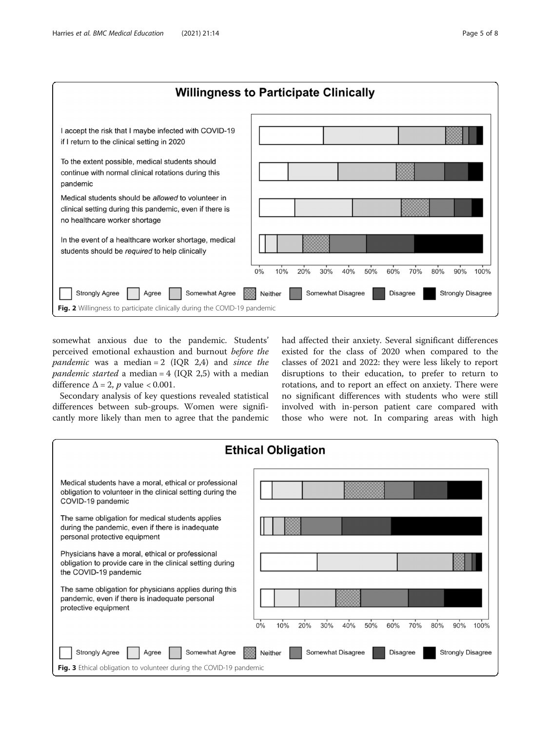Fig. 2 Willingness to participate clinically during the COVID-19 pandemic

somewhat anxious due to the pandemic. Students' perceived emotional exhaustion and burnout *before the pandemic* was a median = 2 (IQR 2,4) and *since the pandemic started* a median = 4 (IQR 2,5) with a median difference $\Delta = 2$, $p$ value < 0.001.

Secondary analysis of key questions revealed statistical differences between sub-groups. Women were significantly more likely than men to agree that the pandemic had affected their anxiety. Several significant differences existed for the class of 2020 when compared to the classes of 2021 and 2022: they were less likely to report disruptions to their education, to prefer to return to rotations, and to report an effect on anxiety. There were no significant differences with students who were still involved with in-person patient care compared with those who were not. In comparing areas with high

Fig. 3 Ethical obligation to volunteer during the COVID-19 pandemic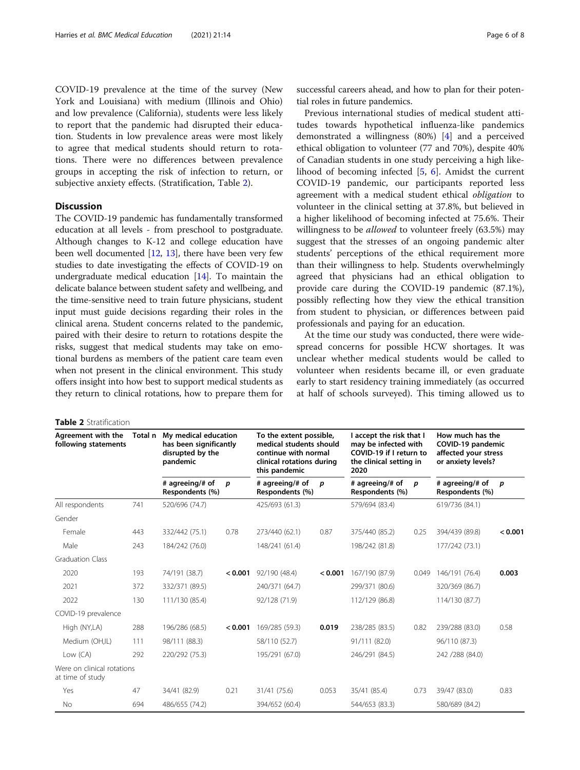COVID-19 prevalence at the time of the survey (New York and Louisiana) with medium (Illinois and Ohio) and low prevalence (California), students were less likely to report that the pandemic had disrupted their education. Students in low prevalence areas were most likely to agree that medical students should return to rotations. There were no differences between prevalence groups in accepting the risk of infection to return, or subjective anxiety effects. (Stratification, Table 2).

## Discussion

The COVID-19 pandemic has fundamentally transformed education at all levels - from preschool to postgraduate. Although changes to K-12 and college education have been well documented [12, 13], there have been very few studies to date investigating the effects of COVID-19 on undergraduate medical education [14]. To maintain the delicate balance between student safety and wellbeing, and the time-sensitive need to train future physicians, student input must guide decisions regarding their roles in the clinical arena. Student concerns related to the pandemic, paired with their desire to return to rotations despite the risks, suggest that medical students may take on emotional burdens as members of the patient care team even when not present in the clinical environment. This study offers insight into how best to support medical students as they return to clinical rotations, how to prepare them for successful careers ahead, and how to plan for their potential roles in future pandemics.

Previous international studies of medical student attitudes towards hypothetical influenza-like pandemics demonstrated a willingness (80%) [4] and a perceived ethical obligation to volunteer (77 and 70%), despite 40% of Canadian students in one study perceiving a high likelihood of becoming infected [5, 6]. Amidst the current COVID-19 pandemic, our participants reported less agreement with a medical student ethical *obligation* to volunteer in the clinical setting at 37.8%, but believed in a higher likelihood of becoming infected at 75.6%. Their willingness to be *allowed* to volunteer freely (63.5%) may suggest that the stresses of an ongoing pandemic alter students' perceptions of the ethical requirement more than their willingness to help. Students overwhelmingly agreed that physicians had an ethical obligation to provide care during the COVID-19 pandemic (87.1%), possibly reflecting how they view the ethical transition from student to physician, or differences between paid professionals and paying for an education.

At the time our study was conducted, there were widespread concerns for possible HCW shortages. It was unclear whether medical students would be called to volunteer when residents became ill, or even graduate early to start residency training immediately (as occurred at half of schools surveyed). This timing allowed us to

**Table 2** Stratification

| Agreement with the following statements | Total n | My medical education has been significantly disrupted by the pandemic | | To the extent possible, medical students should continue with normal clinical rotations during this pandemic | | I accept the risk that I may be infected with COVID-19 if I return to the clinical setting in 2020 | | How much has the COVID-19 pandemic affected your stress or anxiety levels? | |
|---|---|---|---|---|---|---|---|---|---|
| | | # agreeing/# of Respondents (%) | *p* | # agreeing/# of Respondents (%) | *p* | # agreeing/# of Respondents (%) | *p* | # agreeing/# of Respondents (%) | *p* |
| All respondents | 741 | 520/696 (74.7) | | 425/693 (61.3) | | 579/694 (83.4) | | 619/736 (84.1) | |
| Gender | | | | | | | | | |
| Female | 443 | 332/442 (75.1) | 0.78 | 273/440 (62.1) | 0.87 | 375/440 (85.2) | 0.25 | 394/439 (89.8) | **< 0.001** |
| Male | 243 | 184/242 (76.0) | | 148/241 (61.4) | | 198/242 (81.8) | | 177/242 (73.1) | |
| Graduation Class | | | | | | | | | |
| 2020 | 193 | 74/191 (38.7) | **< 0.001** | 92/190 (48.4) | **< 0.001** | 167/190 (87.9) | 0.049 | 146/191 (76.4) | **0.003** |
| 2021 | 372 | 332/371 (89.5) | | 240/371 (64.7) | | 299/371 (80.6) | | 320/369 (86.7) | |
| 2022 | 130 | 111/130 (85.4) | | 92/128 (71.9) | | 112/129 (86.8) | | 114/130 (87.7) | |
| COVID-19 prevalence | | | | | | | | | |
| High (NY,LA) | 288 | 196/286 (68.5) | **< 0.001** | 169/285 (59.3) | **0.019** | 238/285 (83.5) | 0.82 | 239/288 (83.0) | 0.58 |
| Medium (OH,IL) | 111 | 98/111 (88.3) | | 58/110 (52.7) | | 91/111 (82.0) | | 96/110 (87.3) | |
| Low (CA) | 292 | 220/292 (75.3) | | 195/291 (67.0) | | 246/291 (84.5) | | 242 /288 (84.0) | |
| Were on clinical rotations at time of study | | | | | | | | | |
| Yes | 47 | 34/41 (82.9) | 0.21 | 31/41 (75.6) | 0.053 | 35/41 (85.4) | 0.73 | 39/47 (83.0) | 0.83 |
| No | 694 | 486/655 (74.2) | | 394/652 (60.4) | | 544/653 (83.3) | | 580/689 (84.2) | |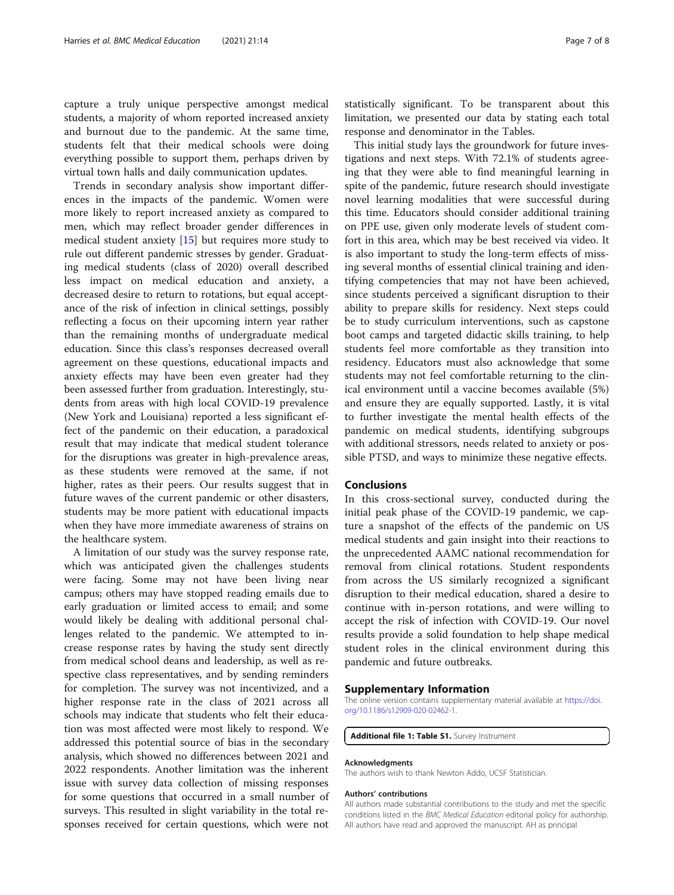capture a truly unique perspective amongst medical students, a majority of whom reported increased anxiety and burnout due to the pandemic. At the same time, students felt that their medical schools were doing everything possible to support them, perhaps driven by virtual town halls and daily communication updates.

Trends in secondary analysis show important differences in the impacts of the pandemic. Women were more likely to report increased anxiety as compared to men, which may reflect broader gender differences in medical student anxiety [15] but requires more study to rule out different pandemic stresses by gender. Graduating medical students (class of 2020) overall described less impact on medical education and anxiety, a decreased desire to return to rotations, but equal acceptance of the risk of infection in clinical settings, possibly reflecting a focus on their upcoming intern year rather than the remaining months of undergraduate medical education. Since this class's responses decreased overall agreement on these questions, educational impacts and anxiety effects may have been even greater had they been assessed further from graduation. Interestingly, students from areas with high local COVID-19 prevalence (New York and Louisiana) reported a less significant effect of the pandemic on their education, a paradoxical result that may indicate that medical student tolerance for the disruptions was greater in high-prevalence areas, as these students were removed at the same, if not higher, rates as their peers. Our results suggest that in future waves of the current pandemic or other disasters, students may be more patient with educational impacts when they have more immediate awareness of strains on the healthcare system.

A limitation of our study was the survey response rate, which was anticipated given the challenges students were facing. Some may not have been living near campus; others may have stopped reading emails due to early graduation or limited access to email; and some would likely be dealing with additional personal challenges related to the pandemic. We attempted to increase response rates by having the study sent directly from medical school deans and leadership, as well as respective class representatives, and by sending reminders for completion. The survey was not incentivized, and a higher response rate in the class of 2021 across all schools may indicate that students who felt their education was most affected were most likely to respond. We addressed this potential source of bias in the secondary analysis, which showed no differences between 2021 and 2022 respondents. Another limitation was the inherent issue with survey data collection of missing responses for some questions that occurred in a small number of surveys. This resulted in slight variability in the total responses received for certain questions, which were not statistically significant. To be transparent about this limitation, we presented our data by stating each total response and denominator in the Tables.

This initial study lays the groundwork for future investigations and next steps. With 72.1% of students agreeing that they were able to find meaningful learning in spite of the pandemic, future research should investigate novel learning modalities that were successful during this time. Educators should consider additional training on PPE use, given only moderate levels of student comfort in this area, which may be best received via video. It is also important to study the long-term effects of missing several months of essential clinical training and identifying competencies that may not have been achieved, since students perceived a significant disruption to their ability to prepare skills for residency. Next steps could be to study curriculum interventions, such as capstone boot camps and targeted didactic skills training, to help students feel more comfortable as they transition into residency. Educators must also acknowledge that some students may not feel comfortable returning to the clinical environment until a vaccine becomes available (5%) and ensure they are equally supported. Lastly, it is vital to further investigate the mental health effects of the pandemic on medical students, identifying subgroups with additional stressors, needs related to anxiety or possible PTSD, and ways to minimize these negative effects.

## Conclusions

In this cross-sectional survey, conducted during the initial peak phase of the COVID-19 pandemic, we capture a snapshot of the effects of the pandemic on US medical students and gain insight into their reactions to the unprecedented AAMC national recommendation for removal from clinical rotations. Student respondents from across the US similarly recognized a significant disruption to their medical education, shared a desire to continue with in-person rotations, and were willing to accept the risk of infection with COVID-19. Our novel results provide a solid foundation to help shape medical student roles in the clinical environment during this pandemic and future outbreaks.

## Supplementary Information

The online version contains supplementary material available at https://doi.org/10.1186/s12909-020-02462-1.

**Additional file 1: Table S1.** Survey Instrument

### Acknowledgments

The authors wish to thank Newton Addo, UCSF Statistician.

### Authors' contributions

All authors made substantial contributions to the study and met the specific conditions listed in the *BMC Medical Education* editorial policy for authorship. All authors have read and approved the manuscript. AH as principal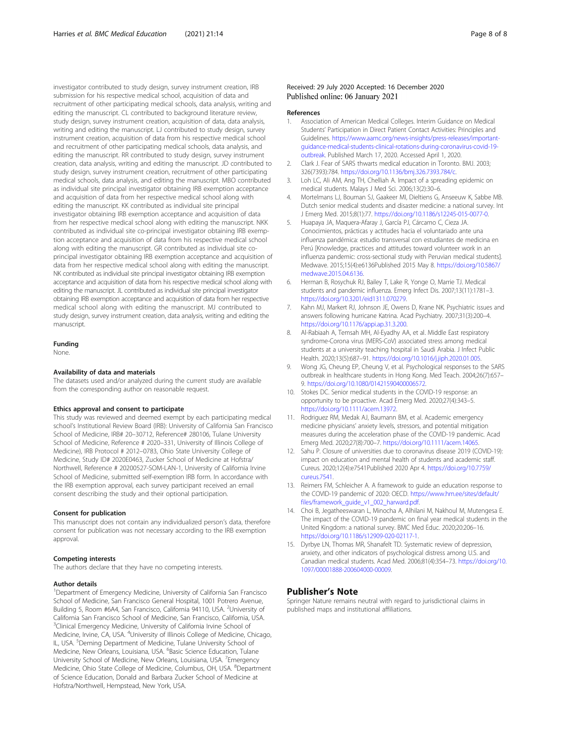investigator contributed to study design, survey instrument creation, IRB submission for his respective medical school, acquisition of data and recruitment of other participating medical schools, data analysis, writing and editing the manuscript. CL contributed to background literature review, study design, survey instrument creation, acquisition of data, data analysis, writing and editing the manuscript. LJ contributed to study design, survey instrument creation, acquisition of data from his respective medical school and recruitment of other participating medical schools, data analysis, and editing the manuscript. RR contributed to study design, survey instrument creation, data analysis, writing and editing the manuscript. JD contributed to study design, survey instrument creation, recruitment of other participating medical schools, data analysis, and editing the manuscript. MBO contributed as individual site principal investigator obtaining IRB exemption acceptance and acquisition of data from her respective medical school along with editing the manuscript. KK contributed as individual site principal investigator obtaining IRB exemption acceptance and acquisition of data from her respective medical school along with editing the manuscript. NKK contributed as individual site co-principal investigator obtaining IRB exemption acceptance and acquisition of data from his respective medical school along with editing the manuscript. GR contributed as individual site co-principal investigator obtaining IRB exemption acceptance and acquisition of data from her respective medical school along with editing the manuscript. NK contributed as individual site principal investigator obtaining IRB exemption acceptance and acquisition of data from his respective medical school along with editing the manuscript. JL contributed as individual site principal investigator obtaining IRB exemption acceptance and acquisition of data from her respective medical school along with editing the manuscript. MJ contributed to study design, survey instrument creation, data analysis, writing and editing the manuscript.

#### Funding

None.

#### Availability of data and materials

The datasets used and/or analyzed during the current study are available from the corresponding author on reasonable request.

#### Ethics approval and consent to participate

This study was reviewed and deemed exempt by each participating medical school's Institutional Review Board (IRB): University of California San Francisco School of Medicine, IRB# 20–30712, Reference# 280106, Tulane University School of Medicine, Reference # 2020–331, University of Illinois College of Medicine), IRB Protocol # 2012–0783, Ohio State University College of Medicine, Study ID# 2020E0463, Zucker School of Medicine at Hofstra/Northwell, Reference # 20200527-SOM-LAN-1, University of California Irvine School of Medicine, submitted self-exemption IRB form. In accordance with the IRB exemption approval, each survey participant received an email consent describing the study and their optional participation.

#### Consent for publication

This manuscript does not contain any individualized person's data, therefore consent for publication was not necessary according to the IRB exemption approval.

#### Competing interests

The authors declare that they have no competing interests.

#### Author details

[1]Department of Emergency Medicine, University of California San Francisco School of Medicine, San Francisco General Hospital, 1001 Potrero Avenue, Building 5, Room #6A4, San Francisco, California 94110, USA. [2]University of California San Francisco School of Medicine, San Francisco, California, USA. [3]Clinical Emergency Medicine, University of California Irvine School of Medicine, Irvine, CA, USA. [4]University of Illinois College of Medicine, Chicago, IL, USA. [5]Deming Department of Medicine, Tulane University School of Medicine, New Orleans, Louisiana, USA. [6]Basic Science Education, Tulane University School of Medicine, New Orleans, Louisiana, USA. [7]Emergency Medicine, Ohio State College of Medicine, Columbus, OH, USA. [8]Department of Science Education, Donald and Barbara Zucker School of Medicine at Hofstra/Northwell, Hempstead, New York, USA.

Received: 29 July 2020 Accepted: 16 December 2020
Published online: 06 January 2021

#### References

1. Association of American Medical Colleges. Interim Guidance on Medical Students' Participation in Direct Patient Contact Activities: Principles and Guidelines. https://www.aamc.org/news-insights/press-releases/important-guidance-medical-students-clinical-rotations-during-coronavirus-covid-19-outbreak. Published March 17, 2020. Accessed April 1, 2020.
2. Clark J. Fear of SARS thwarts medical education in Toronto. BMJ. 2003; 326(7393):784. https://doi.org/10.1136/bmj.326.7393.784/c.
3. Loh LC, Ali AM, Ang TH, Chelliah A. Impact of a spreading epidemic on medical students. Malays J Med Sci. 2006;13(2):30–6.
4. Mortelmans LJ, Bouman SJ, Gaakeer MI, Dieltiens G, Anseeuw K, Sabbe MB. Dutch senior medical students and disaster medicine: a national survey. Int J Emerg Med. 2015;8(1):77. https://doi.org/10.1186/s12245-015-0077-0.
5. Huapaya JA, Maquera-Afaray J, García PJ, Cárcamo C, Cieza JA. Conocimientos, prácticas y actitudes hacia el voluntariado ante una influenza pandémica: estudio transversal con estudiantes de medicina en Perú [Knowledge, practices and attitudes toward volunteer work in an influenza pandemic: cross-sectional study with Peruvian medical students]. Medwave. 2015;15(4):e6136Published 2015 May 8. https://doi.org/10.5867/medwave.2015.04.6136.
6. Herman B, Rosychuk RJ, Bailey T, Lake R, Yonge O, Marrie TJ. Medical students and pandemic influenza. Emerg Infect Dis. 2007;13(11):1781–3. https://doi.org/10.3201/eid1311.070279.
7. Kahn MJ, Markert RJ, Johnson JE, Owens D, Krane NK. Psychiatric issues and answers following hurricane Katrina. Acad Psychiatry. 2007;31(3):200–4. https://doi.org/10.1176/appi.ap.31.3.200.
8. Al-Rabiaah A, Temsah MH, Al-Eyadhy AA, et al. Middle East respiratory syndrome-Corona virus (MERS-CoV) associated stress among medical students at a university teaching hospital in Saudi Arabia. J Infect Public Health. 2020;13(5):687–91. https://doi.org/10.1016/j.jiph.2020.01.005.
9. Wong JG, Cheung EP, Cheung V, et al. Psychological responses to the SARS outbreak in healthcare students in Hong Kong. Med Teach. 2004;26(7):657–9. https://doi.org/10.1080/01421590400006572.
10. Stokes DC. Senior medical students in the COVID-19 response: an opportunity to be proactive. Acad Emerg Med. 2020;27(4):343–5. https://doi.org/10.1111/acem.13972.
11. Rodriguez RM, Medak AJ, Baumann BM, et al. Academic emergency medicine physicians' anxiety levels, stressors, and potential mitigation measures during the acceleration phase of the COVID-19 pandemic. Acad Emerg Med. 2020;27(8):700–7. https://doi.org/10.1111/acem.14065.
12. Sahu P. Closure of universities due to coronavirus disease 2019 (COVID-19): impact on education and mental health of students and academic staff. Cureus. 2020;12(4):e7541Published 2020 Apr 4. https://doi.org/10.7759/cureus.7541.
13. Reimers FM, Schleicher A. A framework to guide an education response to the COVID-19 pandemic of 2020: OECD. https://www.hm.ee/sites/default/files/framework_guide_v1_002_harward.pdf.
14. Choi B, Jegatheeswaran L, Minocha A, Alhilani M, Nakhoul M, Mutengesa E. The impact of the COVID-19 pandemic on final year medical students in the United Kingdom: a national survey. BMC Med Educ. 2020;20:206–16. https://doi.org/10.1186/s12909-020-02117-1.
15. Dyrbye LN, Thomas MR, Shanafelt TD. Systematic review of depression, anxiety, and other indicators of psychological distress among U.S. and Canadian medical students. Acad Med. 2006;81(4):354–73. https://doi.org/10.1097/00001888-200604000-00009.

## Publisher's Note

Springer Nature remains neutral with regard to jurisdictional claims in published maps and institutional affiliations.